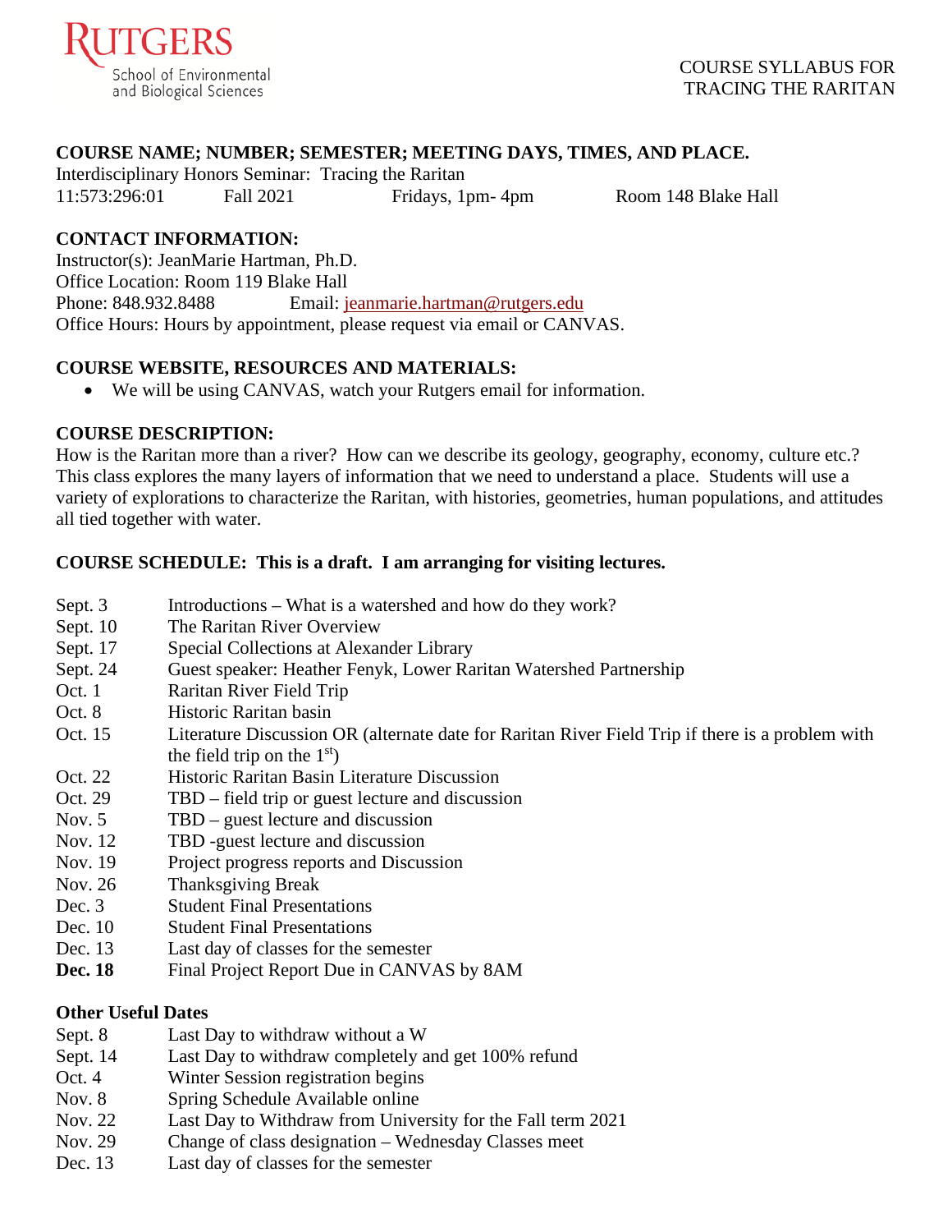Rutgers
School of Environmental and Biological Sciences

COURSE SYLLABUS FOR TRACING THE RARITAN

**COURSE NAME; NUMBER; SEMESTER; MEETING DAYS, TIMES, AND PLACE.**

Interdisciplinary Honors Seminar: Tracing the Raritan

11:573:296:01 Fall 2021 Fridays, 1pm- 4pm Room 148 Blake Hall

**CONTACT INFORMATION:**

Instructor(s): JeanMarie Hartman, Ph.D.
Office Location: Room 119 Blake Hall
Phone: 848.932.8488 Email: jeanmarie.hartman@rutgers.edu
Office Hours: Hours by appointment, please request via email or CANVAS.

**COURSE WEBSITE, RESOURCES AND MATERIALS:**

- We will be using CANVAS, watch your Rutgers email for information.

**COURSE DESCRIPTION:**

How is the Raritan more than a river? How can we describe its geology, geography, economy, culture etc.? This class explores the many layers of information that we need to understand a place. Students will use a variety of explorations to characterize the Raritan, with histories, geometries, human populations, and attitudes all tied together with water.

**COURSE SCHEDULE: This is a draft. I am arranging for visiting lectures.**

| | |
|---|---|
| Sept. 3 | Introductions – What is a watershed and how do they work? |
| Sept. 10 | The Raritan River Overview |
| Sept. 17 | Special Collections at Alexander Library |
| Sept. 24 | Guest speaker: Heather Fenyk, Lower Raritan Watershed Partnership |
| Oct. 1 | Raritan River Field Trip |
| Oct. 8 | Historic Raritan basin |
| Oct. 15 | Literature Discussion OR (alternate date for Raritan River Field Trip if there is a problem with the field trip on the 1st) |
| Oct. 22 | Historic Raritan Basin Literature Discussion |
| Oct. 29 | TBD – field trip or guest lecture and discussion |
| Nov. 5 | TBD – guest lecture and discussion |
| Nov. 12 | TBD -guest lecture and discussion |
| Nov. 19 | Project progress reports and Discussion |
| Nov. 26 | Thanksgiving Break |
| Dec. 3 | Student Final Presentations |
| Dec. 10 | Student Final Presentations |
| Dec. 13 | Last day of classes for the semester |
| **Dec. 18** | Final Project Report Due in CANVAS by 8AM |

**Other Useful Dates**

| | |
|---|---|
| Sept. 8 | Last Day to withdraw without a W |
| Sept. 14 | Last Day to withdraw completely and get 100% refund |
| Oct. 4 | Winter Session registration begins |
| Nov. 8 | Spring Schedule Available online |
| Nov. 22 | Last Day to Withdraw from University for the Fall term 2021 |
| Nov. 29 | Change of class designation – Wednesday Classes meet |
| Dec. 13 | Last day of classes for the semester |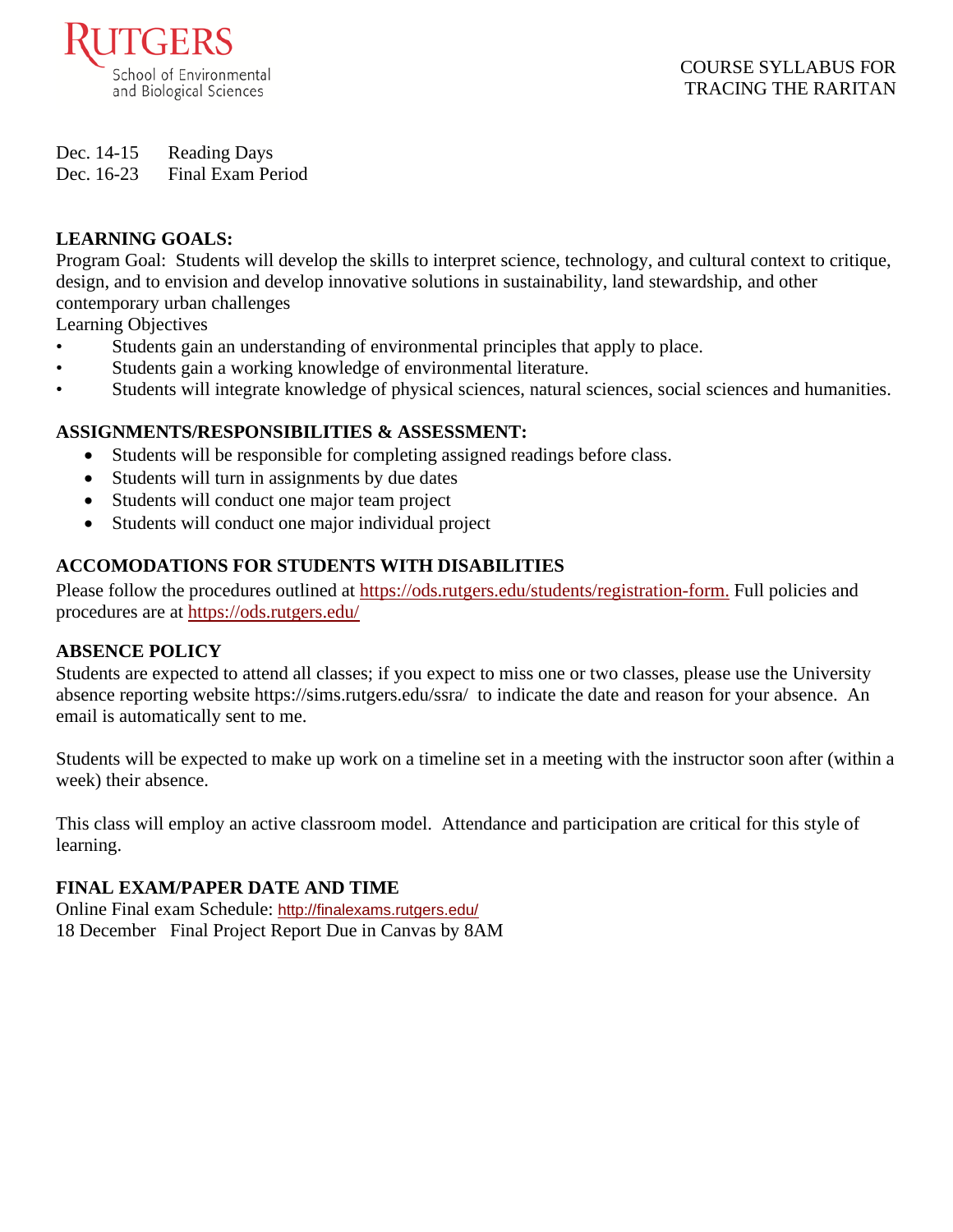Dec. 14-15 Reading Days
Dec. 16-23 Final Exam Period

**LEARNING GOALS:**

Program Goal: Students will develop the skills to interpret science, technology, and cultural context to critique, design, and to envision and develop innovative solutions in sustainability, land stewardship, and other contemporary urban challenges

Learning Objectives

- Students gain an understanding of environmental principles that apply to place.
- Students gain a working knowledge of environmental literature.
- Students will integrate knowledge of physical sciences, natural sciences, social sciences and humanities.

**ASSIGNMENTS/RESPONSIBILITIES & ASSESSMENT:**

- Students will be responsible for completing assigned readings before class.
- Students will turn in assignments by due dates
- Students will conduct one major team project
- Students will conduct one major individual project

**ACCOMODATIONS FOR STUDENTS WITH DISABILITIES**

Please follow the procedures outlined at https://ods.rutgers.edu/students/registration-form. Full policies and procedures are at https://ods.rutgers.edu/

**ABSENCE POLICY**

Students are expected to attend all classes; if you expect to miss one or two classes, please use the University absence reporting website https://sims.rutgers.edu/ssra/ to indicate the date and reason for your absence. An email is automatically sent to me.

Students will be expected to make up work on a timeline set in a meeting with the instructor soon after (within a week) their absence.

This class will employ an active classroom model. Attendance and participation are critical for this style of learning.

**FINAL EXAM/PAPER DATE AND TIME**

Online Final exam Schedule: http://finalexams.rutgers.edu/
18 December Final Project Report Due in Canvas by 8AM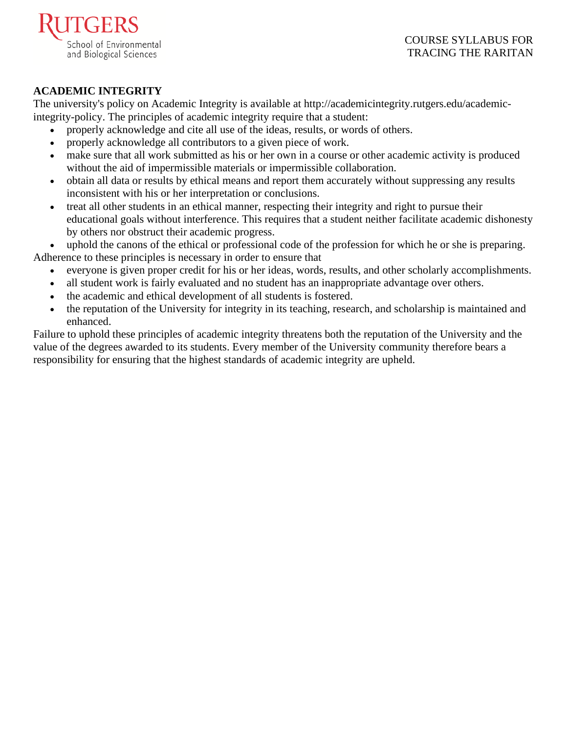## ACADEMIC INTEGRITY

The university's policy on Academic Integrity is available at http://academicintegrity.rutgers.edu/academic-integrity-policy. The principles of academic integrity require that a student:

- properly acknowledge and cite all use of the ideas, results, or words of others.
- properly acknowledge all contributors to a given piece of work.
- make sure that all work submitted as his or her own in a course or other academic activity is produced without the aid of impermissible materials or impermissible collaboration.
- obtain all data or results by ethical means and report them accurately without suppressing any results inconsistent with his or her interpretation or conclusions.
- treat all other students in an ethical manner, respecting their integrity and right to pursue their educational goals without interference. This requires that a student neither facilitate academic dishonesty by others nor obstruct their academic progress.
- uphold the canons of the ethical or professional code of the profession for which he or she is preparing.

Adherence to these principles is necessary in order to ensure that

- everyone is given proper credit for his or her ideas, words, results, and other scholarly accomplishments.
- all student work is fairly evaluated and no student has an inappropriate advantage over others.
- the academic and ethical development of all students is fostered.
- the reputation of the University for integrity in its teaching, research, and scholarship is maintained and enhanced.

Failure to uphold these principles of academic integrity threatens both the reputation of the University and the value of the degrees awarded to its students. Every member of the University community therefore bears a responsibility for ensuring that the highest standards of academic integrity are upheld.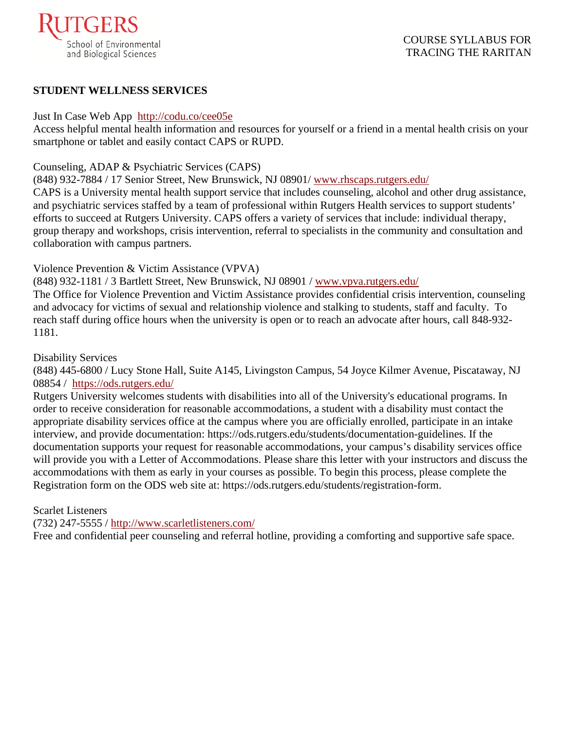## STUDENT WELLNESS SERVICES

Just In Case Web App [http://codu.co/cee05e](http://codu.co/cee05e)
Access helpful mental health information and resources for yourself or a friend in a mental health crisis on your smartphone or tablet and easily contact CAPS or RUPD.

Counseling, ADAP & Psychiatric Services (CAPS)
(848) 932-7884 / 17 Senior Street, New Brunswick, NJ 08901/ [www.rhscaps.rutgers.edu/](www.rhscaps.rutgers.edu/)
CAPS is a University mental health support service that includes counseling, alcohol and other drug assistance, and psychiatric services staffed by a team of professional within Rutgers Health services to support students' efforts to succeed at Rutgers University. CAPS offers a variety of services that include: individual therapy, group therapy and workshops, crisis intervention, referral to specialists in the community and consultation and collaboration with campus partners.

Violence Prevention & Victim Assistance (VPVA)
(848) 932-1181 / 3 Bartlett Street, New Brunswick, NJ 08901 / [www.vpva.rutgers.edu/](www.vpva.rutgers.edu/)
The Office for Violence Prevention and Victim Assistance provides confidential crisis intervention, counseling and advocacy for victims of sexual and relationship violence and stalking to students, staff and faculty. To reach staff during office hours when the university is open or to reach an advocate after hours, call 848-932-1181.

Disability Services
(848) 445-6800 / Lucy Stone Hall, Suite A145, Livingston Campus, 54 Joyce Kilmer Avenue, Piscataway, NJ 08854 / [https://ods.rutgers.edu/](https://ods.rutgers.edu/)
Rutgers University welcomes students with disabilities into all of the University's educational programs. In order to receive consideration for reasonable accommodations, a student with a disability must contact the appropriate disability services office at the campus where you are officially enrolled, participate in an intake interview, and provide documentation: https://ods.rutgers.edu/students/documentation-guidelines. If the documentation supports your request for reasonable accommodations, your campus's disability services office will provide you with a Letter of Accommodations. Please share this letter with your instructors and discuss the accommodations with them as early in your courses as possible. To begin this process, please complete the Registration form on the ODS web site at: https://ods.rutgers.edu/students/registration-form.

Scarlet Listeners
(732) 247-5555 / [http://www.scarletlisteners.com/](http://www.scarletlisteners.com/)
Free and confidential peer counseling and referral hotline, providing a comforting and supportive safe space.